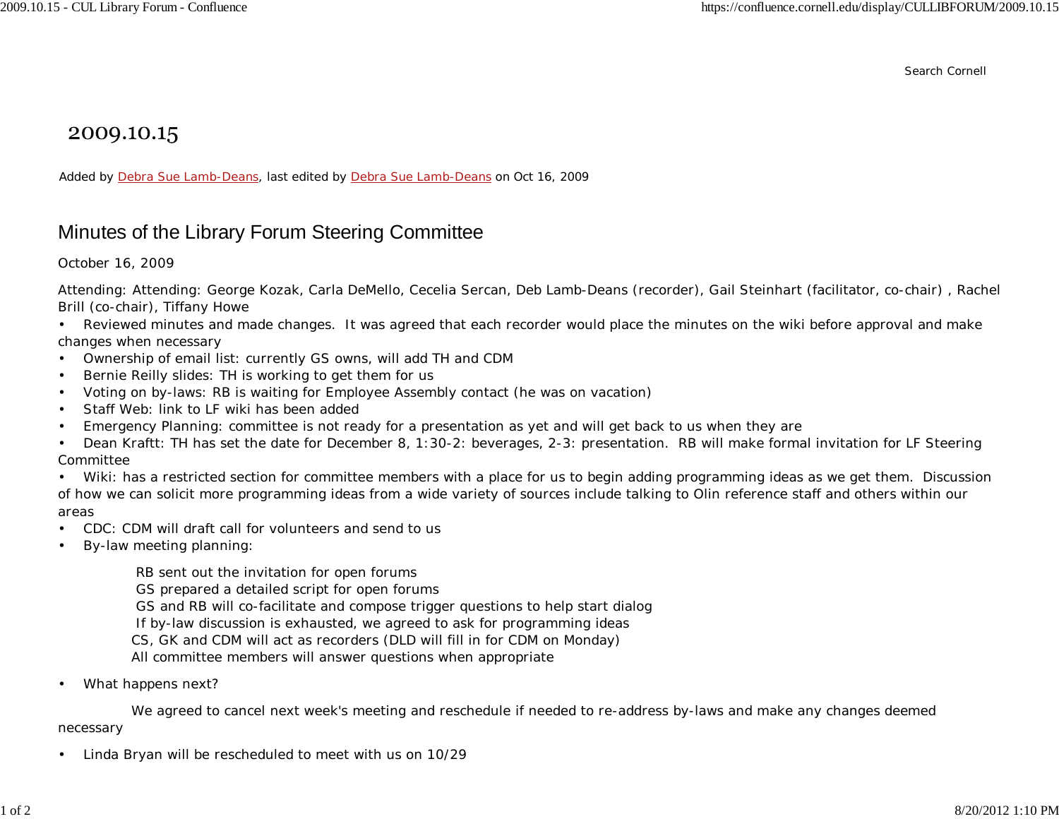Search Cornell

# 2009.10.15

Added by Debra Sue Lamb-Deans, last edited by Debra Sue Lamb-Deans on Oct 16, 2009

## Minutes of the Library Forum Steering Committee

October 16, 2009

Attending: Attending: George Kozak, Carla DeMello, Cecelia Sercan, Deb Lamb-Deans (recorder), Gail Steinhart (facilitator, co-chair) , Rachel Brill (co-chair), Tiffany Howe

- Reviewed minutes and made changes. It was agreed that each recorder would place the minutes on the wiki before approval and make changes when necessary
- Ownership of email list: currently GS owns, will add TH and CDM
- Bernie Reilly slides: TH is working to get them for us
- Voting on by-laws: RB is waiting for Employee Assembly contact (he was on vacation)
- Staff Web: link to LF wiki has been added
- Emergency Planning: committee is not ready for a presentation as yet and will get back to us when they are
- Dean Kraftt: TH has set the date for December 8, 1:30-2: beverages, 2-3: presentation. RB will make formal invitation for LF Steering Committee
- Wiki: has a restricted section for committee members with a place for us to begin adding programming ideas as we get them. Discussion of how we can solicit more programming ideas from a wide variety of sources include talking to Olin reference staff and others within our areas
- CDC: CDM will draft call for volunteers and send to us
- By-law meeting planning:

  RB sent out the invitation for open forums
  GS prepared a detailed script for open forums
  GS and RB will co-facilitate and compose trigger questions to help start dialog
  If by-law discussion is exhausted, we agreed to ask for programming ideas
  CS, GK and CDM will act as recorders (DLD will fill in for CDM on Monday)
  All committee members will answer questions when appropriate

- What happens next?

  We agreed to cancel next week's meeting and reschedule if needed to re-address by-laws and make any changes deemed necessary

- Linda Bryan will be rescheduled to meet with us on 10/29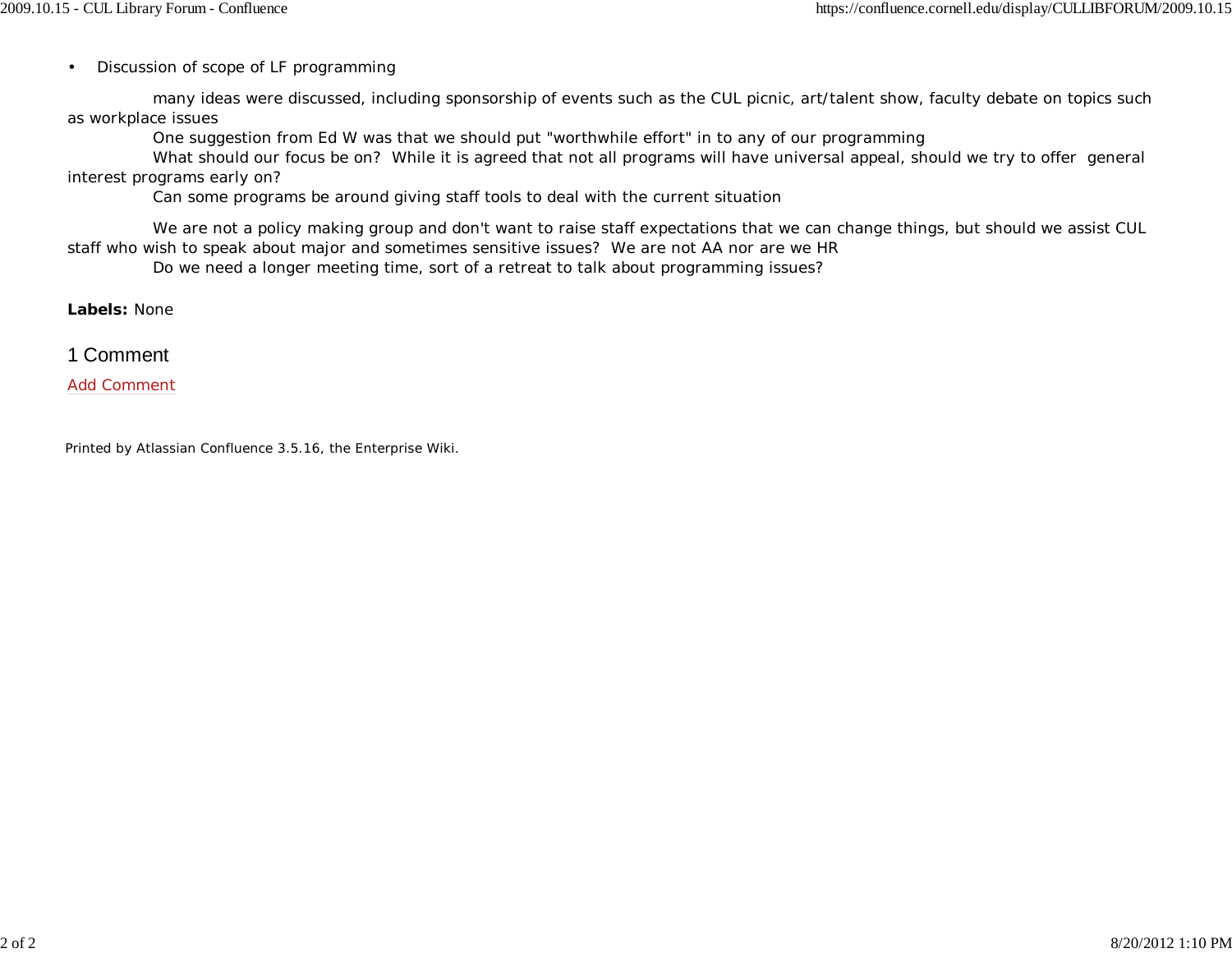- Discussion of scope of LF programming

    many ideas were discussed, including sponsorship of events such as the CUL picnic, art/talent show, faculty debate on topics such as workplace issues

    One suggestion from Ed W was that we should put "worthwhile effort" in to any of our programming

    What should our focus be on?  While it is agreed that not all programs will have universal appeal, should we try to offer  general interest programs early on?

    Can some programs be around giving staff tools to deal with the current situation

    We are not a policy making group and don't want to raise staff expectations that we can change things, but should we assist CUL staff who wish to speak about major and sometimes sensitive issues?  We are not AA nor are we HR

    Do we need a longer meeting time, sort of a retreat to talk about programming issues?

**Labels:** None

## 1 Comment

Add Comment

Printed by Atlassian Confluence 3.5.16, the Enterprise Wiki.